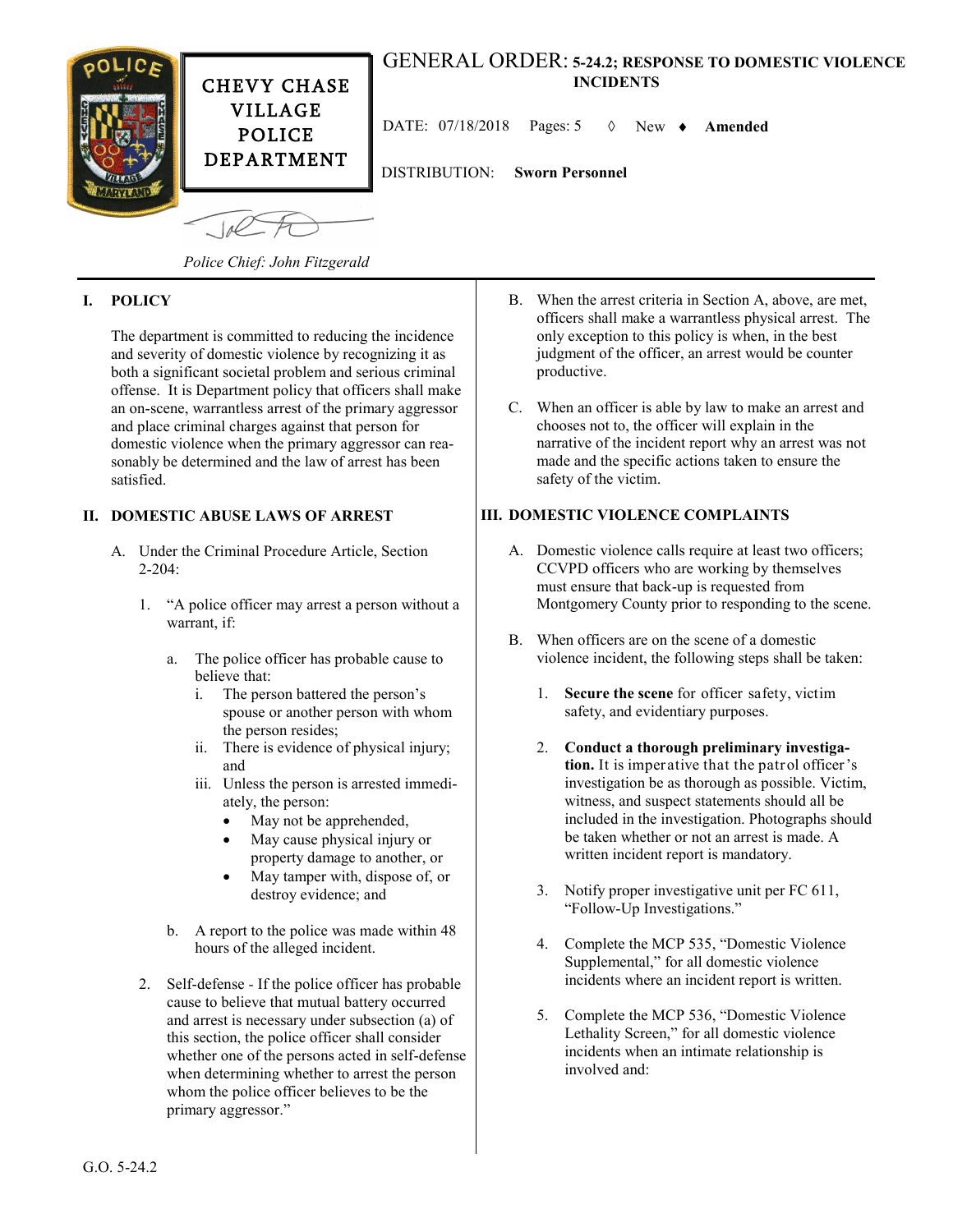CHEVY CHASE VILLAGE POLICE DEPARTMENT

# GENERAL ORDER: 5-24.2; RESPONSE TO DOMESTIC VIOLENCE INCIDENTS

DATE: 07/18/2018 Pages: 5 ◊ New ♦ **Amended**

DISTRIBUTION: **Sworn Personnel**

*Police Chief: John Fitzgerald*

## I. POLICY

The department is committed to reducing the incidence and severity of domestic violence by recognizing it as both a significant societal problem and serious criminal offense. It is Department policy that officers shall make an on-scene, warrantless arrest of the primary aggressor and place criminal charges against that person for domestic violence when the primary aggressor can reasonably be determined and the law of arrest has been satisfied.

## II. DOMESTIC ABUSE LAWS OF ARREST

A. Under the Criminal Procedure Article, Section 2-204:

1. "A police officer may arrest a person without a warrant, if:

   a. The police officer has probable cause to believe that:
      - i. The person battered the person's spouse or another person with whom the person resides;
      - ii. There is evidence of physical injury; and
      - iii. Unless the person is arrested immediately, the person:
        - May not be apprehended,
        - May cause physical injury or property damage to another, or
        - May tamper with, dispose of, or destroy evidence; and

   b. A report to the police was made within 48 hours of the alleged incident.

2. Self-defense - If the police officer has probable cause to believe that mutual battery occurred and arrest is necessary under subsection (a) of this section, the police officer shall consider whether one of the persons acted in self-defense when determining whether to arrest the person whom the police officer believes to be the primary aggressor."

B. When the arrest criteria in Section A, above, are met, officers shall make a warrantless physical arrest. The only exception to this policy is when, in the best judgment of the officer, an arrest would be counter productive.

C. When an officer is able by law to make an arrest and chooses not to, the officer will explain in the narrative of the incident report why an arrest was not made and the specific actions taken to ensure the safety of the victim.

## III. DOMESTIC VIOLENCE COMPLAINTS

A. Domestic violence calls require at least two officers; CCVPD officers who are working by themselves must ensure that back-up is requested from Montgomery County prior to responding to the scene.

B. When officers are on the scene of a domestic violence incident, the following steps shall be taken:

1. **Secure the scene** for officer safety, victim safety, and evidentiary purposes.

2. **Conduct a thorough preliminary investigation.** It is imperative that the patrol officer's investigation be as thorough as possible. Victim, witness, and suspect statements should all be included in the investigation. Photographs should be taken whether or not an arrest is made. A written incident report is mandatory.

3. Notify proper investigative unit per FC 611, "Follow-Up Investigations."

4. Complete the MCP 535, "Domestic Violence Supplemental," for all domestic violence incidents where an incident report is written.

5. Complete the MCP 536, "Domestic Violence Lethality Screen," for all domestic violence incidents when an intimate relationship is involved and: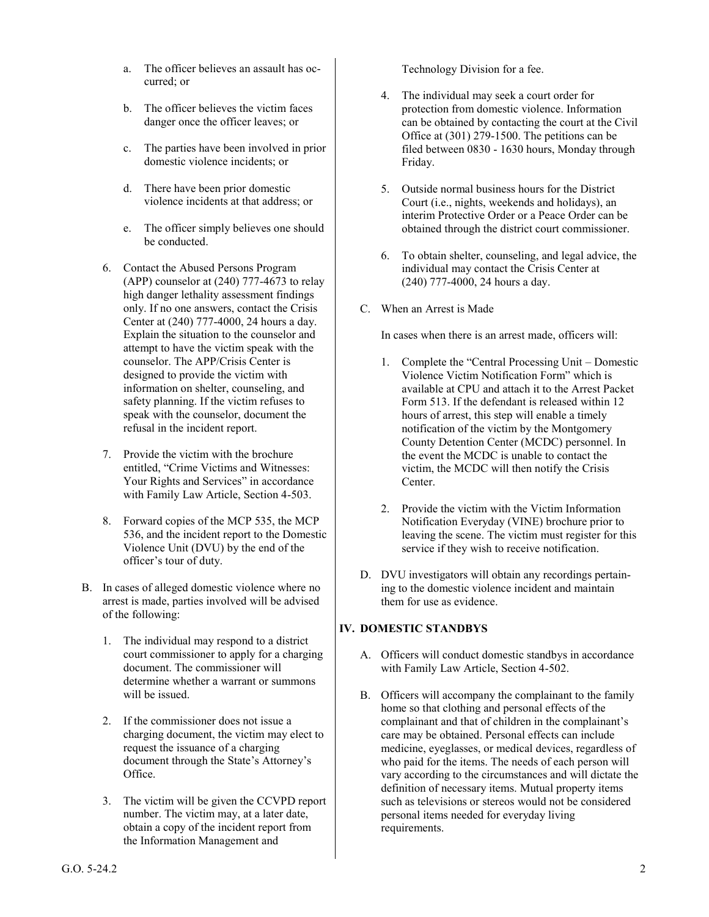a. The officer believes an assault has occurred; or

   b. The officer believes the victim faces danger once the officer leaves; or

   c. The parties have been involved in prior domestic violence incidents; or

   d. There have been prior domestic violence incidents at that address; or

   e. The officer simply believes one should be conducted.

6. Contact the Abused Persons Program (APP) counselor at (240) 777-4673 to relay high danger lethality assessment findings only. If no one answers, contact the Crisis Center at (240) 777-4000, 24 hours a day. Explain the situation to the counselor and attempt to have the victim speak with the counselor. The APP/Crisis Center is designed to provide the victim with information on shelter, counseling, and safety planning. If the victim refuses to speak with the counselor, document the refusal in the incident report.

7. Provide the victim with the brochure entitled, "Crime Victims and Witnesses: Your Rights and Services" in accordance with Family Law Article, Section 4-503.

8. Forward copies of the MCP 535, the MCP 536, and the incident report to the Domestic Violence Unit (DVU) by the end of the officer's tour of duty.

B. In cases of alleged domestic violence where no arrest is made, parties involved will be advised of the following:

   1. The individual may respond to a district court commissioner to apply for a charging document. The commissioner will determine whether a warrant or summons will be issued.

   2. If the commissioner does not issue a charging document, the victim may elect to request the issuance of a charging document through the State's Attorney's Office.

   3. The victim will be given the CCVPD report number. The victim may, at a later date, obtain a copy of the incident report from the Information Management and Technology Division for a fee.

   4. The individual may seek a court order for protection from domestic violence. Information can be obtained by contacting the court at the Civil Office at (301) 279-1500. The petitions can be filed between 0830 - 1630 hours, Monday through Friday.

   5. Outside normal business hours for the District Court (i.e., nights, weekends and holidays), an interim Protective Order or a Peace Order can be obtained through the district court commissioner.

   6. To obtain shelter, counseling, and legal advice, the individual may contact the Crisis Center at (240) 777-4000, 24 hours a day.

C. When an Arrest is Made

   In cases when there is an arrest made, officers will:

   1. Complete the "Central Processing Unit – Domestic Violence Victim Notification Form" which is available at CPU and attach it to the Arrest Packet Form 513. If the defendant is released within 12 hours of arrest, this step will enable a timely notification of the victim by the Montgomery County Detention Center (MCDC) personnel. In the event the MCDC is unable to contact the victim, the MCDC will then notify the Crisis Center.

   2. Provide the victim with the Victim Information Notification Everyday (VINE) brochure prior to leaving the scene. The victim must register for this service if they wish to receive notification.

D. DVU investigators will obtain any recordings pertaining to the domestic violence incident and maintain them for use as evidence.

## IV. DOMESTIC STANDBYS

A. Officers will conduct domestic standbys in accordance with Family Law Article, Section 4-502.

B. Officers will accompany the complainant to the family home so that clothing and personal effects of the complainant and that of children in the complainant's care may be obtained. Personal effects can include medicine, eyeglasses, or medical devices, regardless of who paid for the items. The needs of each person will vary according to the circumstances and will dictate the definition of necessary items. Mutual property items such as televisions or stereos would not be considered personal items needed for everyday living requirements.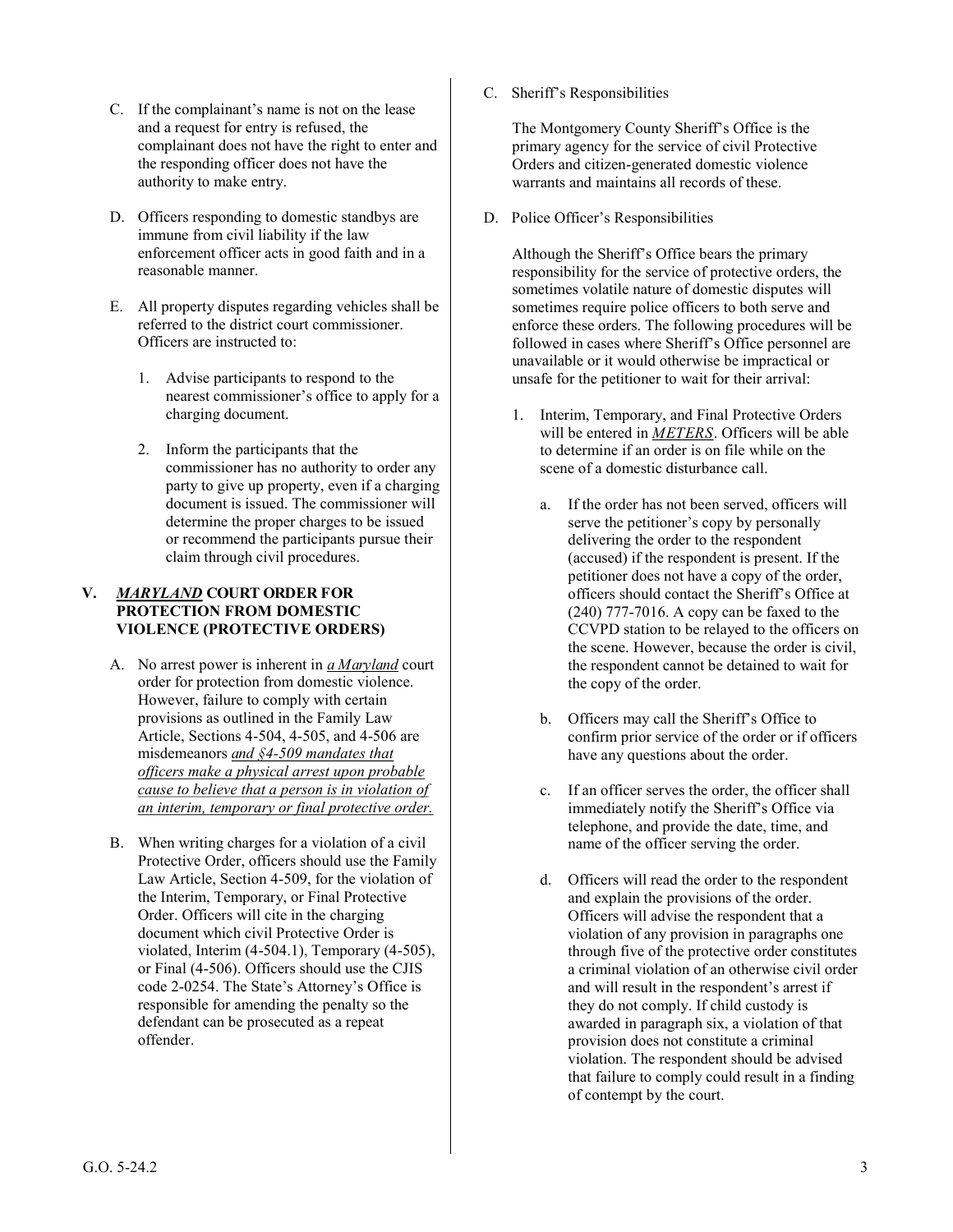C. If the complainant's name is not on the lease and a request for entry is refused, the complainant does not have the right to enter and the responding officer does not have the authority to make entry.

D. Officers responding to domestic standbys are immune from civil liability if the law enforcement officer acts in good faith and in a reasonable manner.

E. All property disputes regarding vehicles shall be referred to the district court commissioner. Officers are instructed to:

1. Advise participants to respond to the nearest commissioner's office to apply for a charging document.

2. Inform the participants that the commissioner has no authority to order any party to give up property, even if a charging document is issued. The commissioner will determine the proper charges to be issued or recommend the participants pursue their claim through civil procedures.

## V. *MARYLAND* COURT ORDER FOR PROTECTION FROM DOMESTIC VIOLENCE (PROTECTIVE ORDERS)

A. No arrest power is inherent in *a Maryland* court order for protection from domestic violence. However, failure to comply with certain provisions as outlined in the Family Law Article, Sections 4-504, 4-505, and 4-506 are misdemeanors *and §4-509 mandates that officers make a physical arrest upon probable cause to believe that a person is in violation of an interim, temporary or final protective order.*

B. When writing charges for a violation of a civil Protective Order, officers should use the Family Law Article, Section 4-509, for the violation of the Interim, Temporary, or Final Protective Order. Officers will cite in the charging document which civil Protective Order is violated, Interim (4-504.1), Temporary (4-505), or Final (4-506). Officers should use the CJIS code 2-0254. The State's Attorney's Office is responsible for amending the penalty so the defendant can be prosecuted as a repeat offender.

C. Sheriff's Responsibilities

The Montgomery County Sheriff's Office is the primary agency for the service of civil Protective Orders and citizen-generated domestic violence warrants and maintains all records of these.

D. Police Officer's Responsibilities

Although the Sheriff's Office bears the primary responsibility for the service of protective orders, the sometimes volatile nature of domestic disputes will sometimes require police officers to both serve and enforce these orders. The following procedures will be followed in cases where Sheriff's Office personnel are unavailable or it would otherwise be impractical or unsafe for the petitioner to wait for their arrival:

1. Interim, Temporary, and Final Protective Orders will be entered in *METERS*. Officers will be able to determine if an order is on file while on the scene of a domestic disturbance call.

   a. If the order has not been served, officers will serve the petitioner's copy by personally delivering the order to the respondent (accused) if the respondent is present. If the petitioner does not have a copy of the order, officers should contact the Sheriff's Office at (240) 777-7016. A copy can be faxed to the CCVPD station to be relayed to the officers on the scene. However, because the order is civil, the respondent cannot be detained to wait for the copy of the order.

   b. Officers may call the Sheriff's Office to confirm prior service of the order or if officers have any questions about the order.

   c. If an officer serves the order, the officer shall immediately notify the Sheriff's Office via telephone, and provide the date, time, and name of the officer serving the order.

   d. Officers will read the order to the respondent and explain the provisions of the order. Officers will advise the respondent that a violation of any provision in paragraphs one through five of the protective order constitutes a criminal violation of an otherwise civil order and will result in the respondent's arrest if they do not comply. If child custody is awarded in paragraph six, a violation of that provision does not constitute a criminal violation. The respondent should be advised that failure to comply could result in a finding of contempt by the court.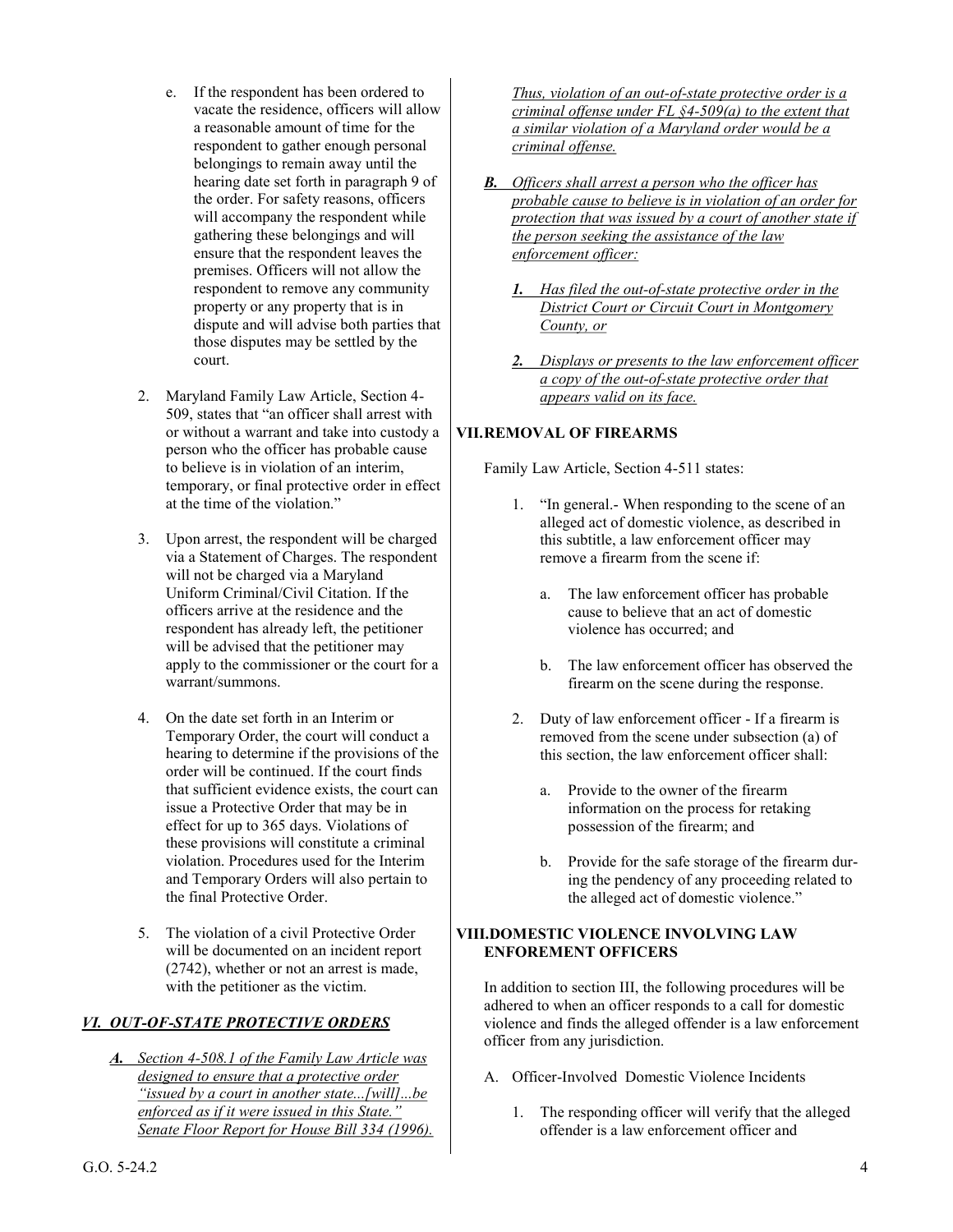e. If the respondent has been ordered to vacate the residence, officers will allow a reasonable amount of time for the respondent to gather enough personal belongings to remain away until the hearing date set forth in paragraph 9 of the order. For safety reasons, officers will accompany the respondent while gathering these belongings and will ensure that the respondent leaves the premises. Officers will not allow the respondent to remove any community property or any property that is in dispute and will advise both parties that those disputes may be settled by the court.

2. Maryland Family Law Article, Section 4-509, states that "an officer shall arrest with or without a warrant and take into custody a person who the officer has probable cause to believe is in violation of an interim, temporary, or final protective order in effect at the time of the violation."

3. Upon arrest, the respondent will be charged via a Statement of Charges. The respondent will not be charged via a Maryland Uniform Criminal/Civil Citation. If the officers arrive at the residence and the respondent has already left, the petitioner will be advised that the petitioner may apply to the commissioner or the court for a warrant/summons.

4. On the date set forth in an Interim or Temporary Order, the court will conduct a hearing to determine if the provisions of the order will be continued. If the court finds that sufficient evidence exists, the court can issue a Protective Order that may be in effect for up to 365 days. Violations of these provisions will constitute a criminal violation. Procedures used for the Interim and Temporary Orders will also pertain to the final Protective Order.

5. The violation of a civil Protective Order will be documented on an incident report (2742), whether or not an arrest is made, with the petitioner as the victim.

## *VI. OUT-OF-STATE PROTECTIVE ORDERS*

***A.*** *Section 4-508.1 of the Family Law Article was designed to ensure that a protective order "issued by a court in another state...[will]...be enforced as if it were issued in this State." Senate Floor Report for House Bill 334 (1996). Thus, violation of an out-of-state protective order is a criminal offense under FL §4-509(a) to the extent that a similar violation of a Maryland order would be a criminal offense.*

***B.*** *Officers shall arrest a person who the officer has probable cause to believe is in violation of an order for protection that was issued by a court of another state if the person seeking the assistance of the law enforcement officer:*

***1.*** *Has filed the out-of-state protective order in the District Court or Circuit Court in Montgomery County, or*

***2.*** *Displays or presents to the law enforcement officer a copy of the out-of-state protective order that appears valid on its face.*

## VII. REMOVAL OF FIREARMS

Family Law Article, Section 4-511 states:

1. "In general.- When responding to the scene of an alleged act of domestic violence, as described in this subtitle, a law enforcement officer may remove a firearm from the scene if:

   a. The law enforcement officer has probable cause to believe that an act of domestic violence has occurred; and

   b. The law enforcement officer has observed the firearm on the scene during the response.

2. Duty of law enforcement officer - If a firearm is removed from the scene under subsection (a) of this section, the law enforcement officer shall:

   a. Provide to the owner of the firearm information on the process for retaking possession of the firearm; and

   b. Provide for the safe storage of the firearm during the pendency of any proceeding related to the alleged act of domestic violence."

## VIII. DOMESTIC VIOLENCE INVOLVING LAW ENFOREMENT OFFICERS

In addition to section III, the following procedures will be adhered to when an officer responds to a call for domestic violence and finds the alleged offender is a law enforcement officer from any jurisdiction.

A. Officer-Involved Domestic Violence Incidents

1. The responding officer will verify that the alleged offender is a law enforcement officer and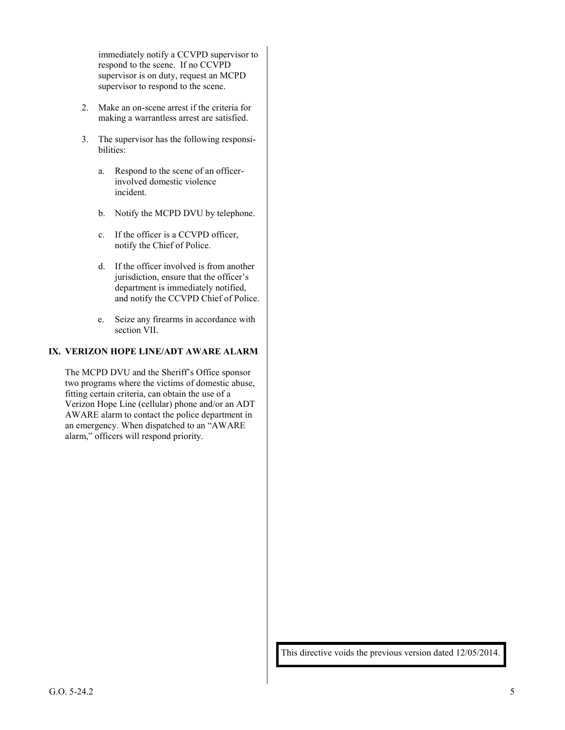immediately notify a CCVPD supervisor to respond to the scene. If no CCVPD supervisor is on duty, request an MCPD supervisor to respond to the scene.

2. Make an on-scene arrest if the criteria for making a warrantless arrest are satisfied.

3. The supervisor has the following responsibilities:

   a. Respond to the scene of an officer-involved domestic violence incident.

   b. Notify the MCPD DVU by telephone.

   c. If the officer is a CCVPD officer, notify the Chief of Police.

   d. If the officer involved is from another jurisdiction, ensure that the officer's department is immediately notified, and notify the CCVPD Chief of Police.

   e. Seize any firearms in accordance with section VII.

## IX. VERIZON HOPE LINE/ADT AWARE ALARM

The MCPD DVU and the Sheriff's Office sponsor two programs where the victims of domestic abuse, fitting certain criteria, can obtain the use of a Verizon Hope Line (cellular) phone and/or an ADT AWARE alarm to contact the police department in an emergency. When dispatched to an "AWARE alarm," officers will respond priority.

This directive voids the previous version dated 12/05/2014.